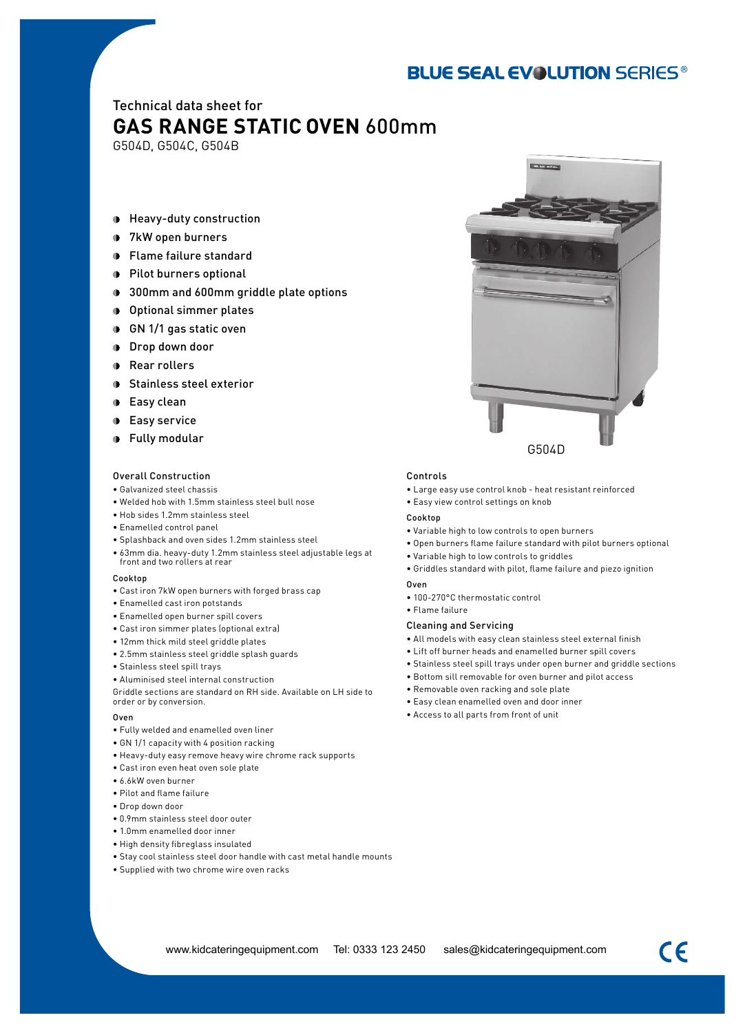BLUE SEAL EVOLUTION SERIES®

Technical data sheet for

# GAS RANGE STATIC OVEN 600mm

G504D, G504C, G504B

- Heavy-duty construction
- 7kW open burners
- Flame failure standard
- Pilot burners optional
- 300mm and 600mm griddle plate options
- Optional simmer plates
- GN 1/1 gas static oven
- Drop down door
- Rear rollers
- Stainless steel exterior
- Easy clean
- Easy service
- Fully modular

G504D

### Overall Construction

- Galvanized steel chassis
- Welded hob with 1.5mm stainless steel bull nose
- Hob sides 1.2mm stainless steel
- Enamelled control panel
- Splashback and oven sides 1.2mm stainless steel
- 63mm dia. heavy-duty 1.2mm stainless steel adjustable legs at front and two rollers at rear

#### Cooktop

- Cast iron 7kW open burners with forged brass cap
- Enamelled cast iron potstands
- Enamelled open burner spill covers
- Cast iron simmer plates (optional extra)
- 12mm thick mild steel griddle plates
- 2.5mm stainless steel griddle splash guards
- Stainless steel spill trays
- Aluminised steel internal construction

Griddle sections are standard on RH side. Available on LH side to order or by conversion.

#### Oven

- Fully welded and enamelled oven liner
- GN 1/1 capacity with 4 position racking
- Heavy-duty easy remove heavy wire chrome rack supports
- Cast iron even heat oven sole plate
- 6.6kW oven burner
- Pilot and flame failure
- Drop down door
- 0.9mm stainless steel door outer
- 1.0mm enamelled door inner
- High density fibreglass insulated
- Stay cool stainless steel door handle with cast metal handle mounts
- Supplied with two chrome wire oven racks

### Controls

- Large easy use control knob - heat resistant reinforced
- Easy view control settings on knob

#### Cooktop

- Variable high to low controls to open burners
- Open burners flame failure standard with pilot burners optional
- Variable high to low controls to griddles
- Griddles standard with pilot, flame failure and piezo ignition

#### Oven

- 100-270°C thermostatic control
- Flame failure

### Cleaning and Servicing

- All models with easy clean stainless steel external finish
- Lift off burner heads and enamelled burner spill covers
- Stainless steel spill trays under open burner and griddle sections
- Bottom sill removable for oven burner and pilot access
- Removable oven racking and sole plate
- Easy clean enamelled oven and door inner
- Access to all parts from front of unit

www.kidcateringequipment.com Tel: 0333 123 2450 sales@kidcateringequipment.com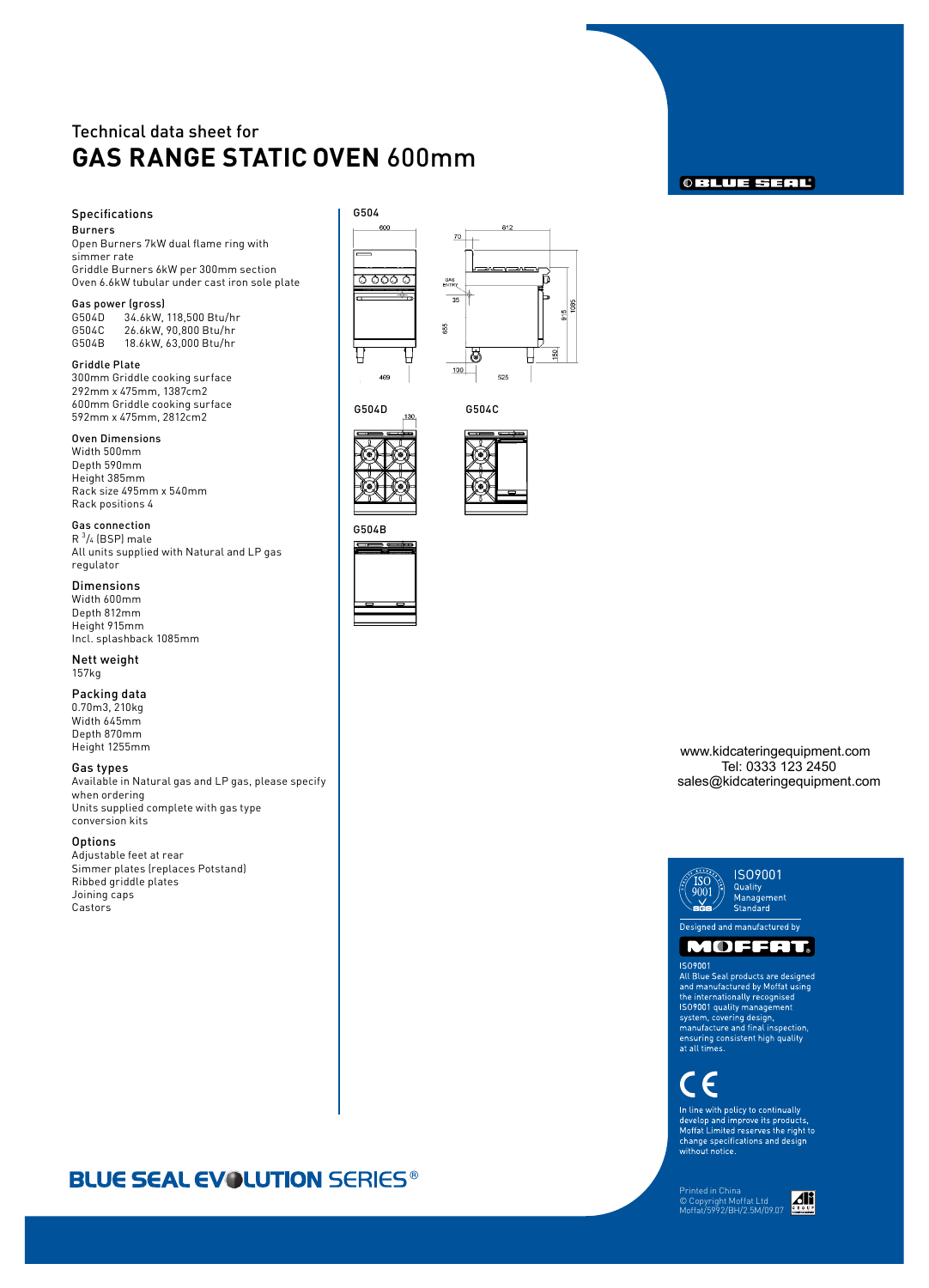Technical data sheet for

# GAS RANGE STATIC OVEN 600mm

## Specifications

### Burners
Open Burners 7kW dual flame ring with simmer rate
Griddle Burners 6kW per 300mm section
Oven 6.6kW tubular under cast iron sole plate

### Gas power (gross)

| | |
|---|---|
| G504D | 34.6kW, 118,500 Btu/hr |
| G504C | 26.6kW, 90,800 Btu/hr |
| G504B | 18.6kW, 63,000 Btu/hr |

### Griddle Plate
300mm Griddle cooking surface
292mm x 475mm, 1387cm2
600mm Griddle cooking surface
592mm x 475mm, 2812cm2

### Oven Dimensions
Width 500mm
Depth 590mm
Height 385mm
Rack size 495mm x 540mm
Rack positions 4

### Gas connection
R $^{3}/_{4}$ (BSP) male
All units supplied with Natural and LP gas regulator

### Dimensions
Width 600mm
Depth 812mm
Height 915mm
Incl. splashback 1085mm

### Nett weight
157kg

### Packing data
0.70m3, 210kg
Width 645mm
Depth 870mm
Height 1255mm

### Gas types
Available in Natural gas and LP gas, please specify when ordering
Units supplied complete with gas type conversion kits

### Options
Adjustable feet at rear
Simmer plates (replaces Potstand)
Ribbed griddle plates
Joining caps
Castors

G504

600
812
70
GAS ENTRY
35
655
915
1085
150
469
130
525

G504D
130

G504C

G504B

www.kidcateringequipment.com
Tel: 0333 123 2450
sales@kidcateringequipment.com

ISO9001 Quality Management Standard

Designed and manufactured by MOFFAT

ISO9001
All Blue Seal products are designed and manufactured by Moffat using the internationally recognised ISO9001 quality management system, covering design, manufacture and final inspection, ensuring consistent high quality at all times.

CE

In line with policy to continually develop and improve its products, Moffat Limited reserves the right to change specifications and design without notice.

BLUE SEAL EVOLUTION SERIES®

Printed in China
© Copyright Moffat Ltd
Moffat/5992/BH/2.5M/09.07